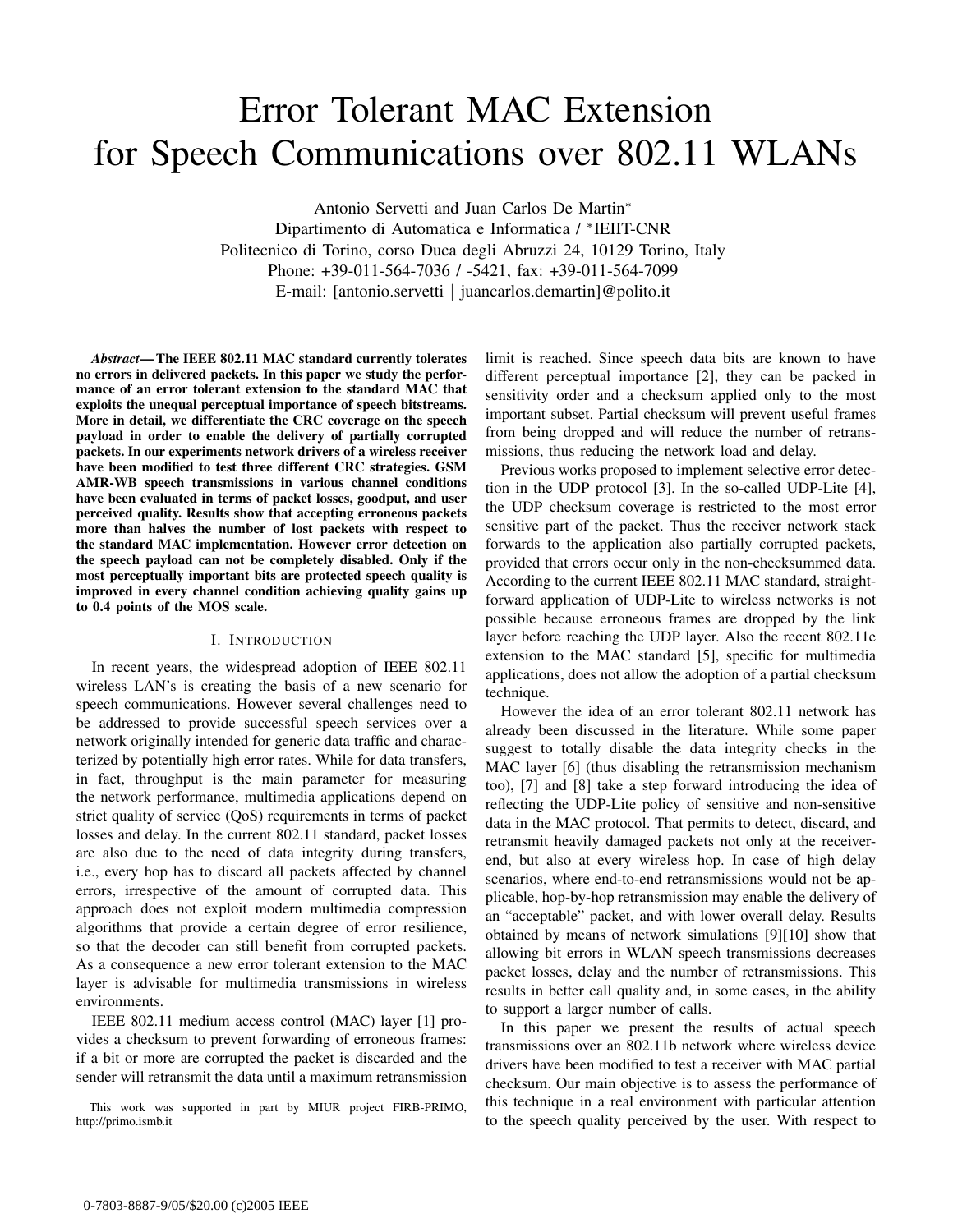# Error Tolerant MAC Extension for Speech Communications over 802.11 WLANs

Antonio Servetti and Juan Carlos De Martin*
Dipartimento di Automatica e Informatica / *IEIIT-CNR
Politecnico di Torino, corso Duca degli Abruzzi 24, 10129 Torino, Italy
Phone: +39-011-564-7036 / -5421, fax: +39-011-564-7099
E-mail: [antonio.servetti | juancarlos.demartin]@polito.it

***Abstract*— The IEEE 802.11 MAC standard currently tolerates no errors in delivered packets. In this paper we study the performance of an error tolerant extension to the standard MAC that exploits the unequal perceptual importance of speech bitstreams. More in detail, we differentiate the CRC coverage on the speech payload in order to enable the delivery of partially corrupted packets. In our experiments network drivers of a wireless receiver have been modified to test three different CRC strategies. GSM AMR-WB speech transmissions in various channel conditions have been evaluated in terms of packet losses, goodput, and user perceived quality. Results show that accepting erroneous packets more than halves the number of lost packets with respect to the standard MAC implementation. However error detection on the speech payload can not be completely disabled. Only if the most perceptually important bits are protected speech quality is improved in every channel condition achieving quality gains up to 0.4 points of the MOS scale.**

## I. Introduction

In recent years, the widespread adoption of IEEE 802.11 wireless LAN's is creating the basis of a new scenario for speech communications. However several challenges need to be addressed to provide successful speech services over a network originally intended for generic data traffic and characterized by potentially high error rates. While for data transfers, in fact, throughput is the main parameter for measuring the network performance, multimedia applications depend on strict quality of service (QoS) requirements in terms of packet losses and delay. In the current 802.11 standard, packet losses are also due to the need of data integrity during transfers, i.e., every hop has to discard all packets affected by channel errors, irrespective of the amount of corrupted data. This approach does not exploit modern multimedia compression algorithms that provide a certain degree of error resilience, so that the decoder can still benefit from corrupted packets. As a consequence a new error tolerant extension to the MAC layer is advisable for multimedia transmissions in wireless environments.

IEEE 802.11 medium access control (MAC) layer [1] provides a checksum to prevent forwarding of erroneous frames: if a bit or more are corrupted the packet is discarded and the sender will retransmit the data until a maximum retransmission limit is reached. Since speech data bits are known to have different perceptual importance [2], they can be packed in sensitivity order and a checksum applied only to the most important subset. Partial checksum will prevent useful frames from being dropped and will reduce the number of retransmissions, thus reducing the network load and delay.

Previous works proposed to implement selective error detection in the UDP protocol [3]. In the so-called UDP-Lite [4], the UDP checksum coverage is restricted to the most error sensitive part of the packet. Thus the receiver network stack forwards to the application also partially corrupted packets, provided that errors occur only in the non-checksummed data. According to the current IEEE 802.11 MAC standard, straightforward application of UDP-Lite to wireless networks is not possible because erroneous frames are dropped by the link layer before reaching the UDP layer. Also the recent 802.11e extension to the MAC standard [5], specific for multimedia applications, does not allow the adoption of a partial checksum technique.

However the idea of an error tolerant 802.11 network has already been discussed in the literature. While some paper suggest to totally disable the data integrity checks in the MAC layer [6] (thus disabling the retransmission mechanism too), [7] and [8] take a step forward introducing the idea of reflecting the UDP-Lite policy of sensitive and non-sensitive data in the MAC protocol. That permits to detect, discard, and retransmit heavily damaged packets not only at the receiver-end, but also at every wireless hop. In case of high delay scenarios, where end-to-end retransmissions would not be applicable, hop-by-hop retransmission may enable the delivery of an "acceptable" packet, and with lower overall delay. Results obtained by means of network simulations [9][10] show that allowing bit errors in WLAN speech transmissions decreases packet losses, delay and the number of retransmissions. This results in better call quality and, in some cases, in the ability to support a larger number of calls.

In this paper we present the results of actual speech transmissions over an 802.11b network where wireless device drivers have been modified to test a receiver with MAC partial checksum. Our main objective is to assess the performance of this technique in a real environment with particular attention to the speech quality perceived by the user. With respect to

This work was supported in part by MIUR project FIRB-PRIMO, http://primo.ismb.it

0-7803-8887-9/05/$20.00 (c)2005 IEEE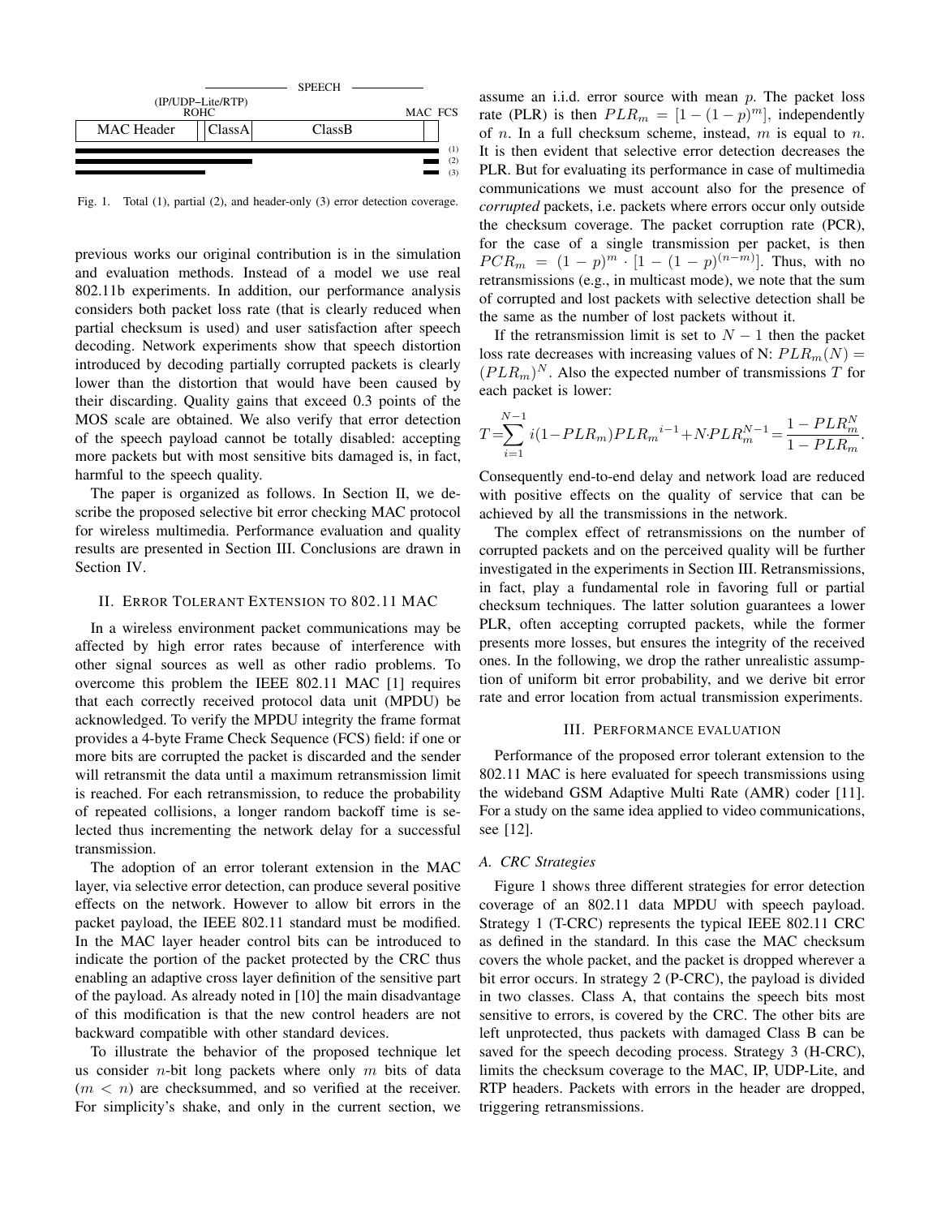Fig. 1. Total (1), partial (2), and header-only (3) error detection coverage.

previous works our original contribution is in the simulation and evaluation methods. Instead of a model we use real 802.11b experiments. In addition, our performance analysis considers both packet loss rate (that is clearly reduced when partial checksum is used) and user satisfaction after speech decoding. Network experiments show that speech distortion introduced by decoding partially corrupted packets is clearly lower than the distortion that would have been caused by their discarding. Quality gains that exceed 0.3 points of the MOS scale are obtained. We also verify that error detection of the speech payload cannot be totally disabled: accepting more packets but with most sensitive bits damaged is, in fact, harmful to the speech quality.

The paper is organized as follows. In Section II, we describe the proposed selective bit error checking MAC protocol for wireless multimedia. Performance evaluation and quality results are presented in Section III. Conclusions are drawn in Section IV.

## II. Error Tolerant Extension to 802.11 MAC

In a wireless environment packet communications may be affected by high error rates because of interference with other signal sources as well as other radio problems. To overcome this problem the IEEE 802.11 MAC [1] requires that each correctly received protocol data unit (MPDU) be acknowledged. To verify the MPDU integrity the frame format provides a 4-byte Frame Check Sequence (FCS) field: if one or more bits are corrupted the packet is discarded and the sender will retransmit the data until a maximum retransmission limit is reached. For each retransmission, to reduce the probability of repeated collisions, a longer random backoff time is selected thus incrementing the network delay for a successful transmission.

The adoption of an error tolerant extension in the MAC layer, via selective error detection, can produce several positive effects on the network. However to allow bit errors in the packet payload, the IEEE 802.11 standard must be modified. In the MAC layer header control bits can be introduced to indicate the portion of the packet protected by the CRC thus enabling an adaptive cross layer definition of the sensitive part of the payload. As already noted in [10] the main disadvantage of this modification is that the new control headers are not backward compatible with other standard devices.

To illustrate the behavior of the proposed technique let us consider $n$-bit long packets where only $m$ bits of data ($m < n$) are checksummed, and so verified at the receiver. For simplicity's shake, and only in the current section, we assume an i.i.d. error source with mean $p$. The packet loss rate (PLR) is then $PLR_m = [1-(1-p)^m]$, independently of $n$. In a full checksum scheme, instead, $m$ is equal to $n$. It is then evident that selective error detection decreases the PLR. But for evaluating its performance in case of multimedia communications we must account also for the presence of *corrupted* packets, i.e. packets where errors occur only outside the checksum coverage. The packet corruption rate (PCR), for the case of a single transmission per packet, is then $PCR_m = (1-p)^m \cdot [1-(1-p)^{(n-m)}]$. Thus, with no retransmissions (e.g., in multicast mode), we note that the sum of corrupted and lost packets with selective detection shall be the same as the number of lost packets without it.

If the retransmission limit is set to $N-1$ then the packet loss rate decreases with increasing values of N: $PLR_m(N) = (PLR_m)^N$. Also the expected number of transmissions $T$ for each packet is lower:

$$T = \sum_{i=1}^{N-1} i(1-PLR_m)PLR_m{}^{i-1} + N \cdot PLR_m^{N-1} = \frac{1-PLR_m^N}{1-PLR_m}.$$

Consequently end-to-end delay and network load are reduced with positive effects on the quality of service that can be achieved by all the transmissions in the network.

The complex effect of retransmissions on the number of corrupted packets and on the perceived quality will be further investigated in the experiments in Section III. Retransmissions, in fact, play a fundamental role in favoring full or partial checksum techniques. The latter solution guarantees a lower PLR, often accepting corrupted packets, while the former presents more losses, but ensures the integrity of the received ones. In the following, we drop the rather unrealistic assumption of uniform bit error probability, and we derive bit error rate and error location from actual transmission experiments.

## III. Performance evaluation

Performance of the proposed error tolerant extension to the 802.11 MAC is here evaluated for speech transmissions using the wideband GSM Adaptive Multi Rate (AMR) coder [11]. For a study on the same idea applied to video communications, see [12].

### A. CRC Strategies

Figure 1 shows three different strategies for error detection coverage of an 802.11 data MPDU with speech payload. Strategy 1 (T-CRC) represents the typical IEEE 802.11 CRC as defined in the standard. In this case the MAC checksum covers the whole packet, and the packet is dropped wherever a bit error occurs. In strategy 2 (P-CRC), the payload is divided in two classes. Class A, that contains the speech bits most sensitive to errors, is covered by the CRC. The other bits are left unprotected, thus packets with damaged Class B can be saved for the speech decoding process. Strategy 3 (H-CRC), limits the checksum coverage to the MAC, IP, UDP-Lite, and RTP headers. Packets with errors in the header are dropped, triggering retransmissions.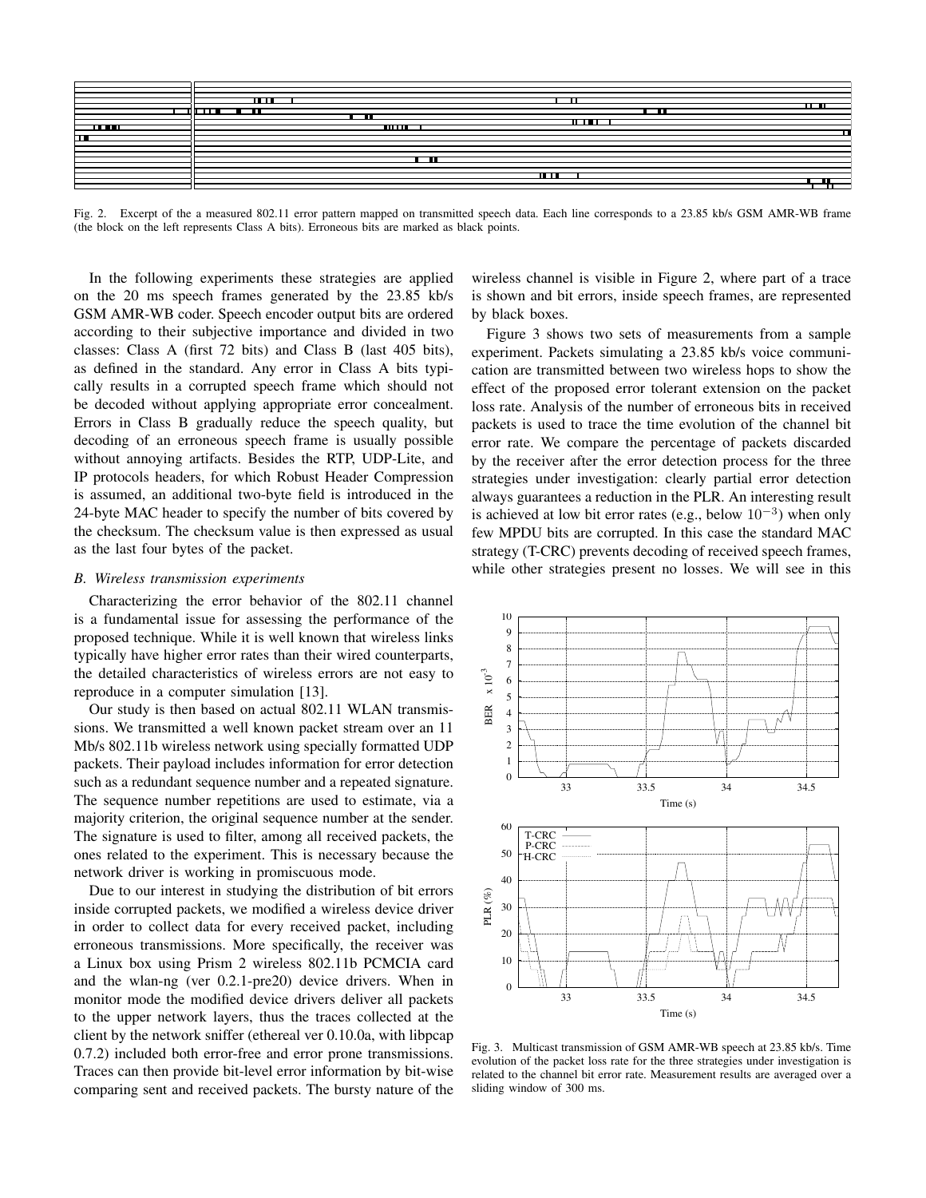Fig. 2. Excerpt of a measured 802.11 error pattern mapped on transmitted speech data. Each line corresponds to a 23.85 kb/s GSM AMR-WB frame (the block on the left represents Class A bits). Erroneous bits are marked as black points.

In the following experiments these strategies are applied on the 20 ms speech frames generated by the 23.85 kb/s GSM AMR-WB coder. Speech encoder output bits are ordered according to their subjective importance and divided in two classes: Class A (first 72 bits) and Class B (last 405 bits), as defined in the standard. Any error in Class A bits typically results in a corrupted speech frame which should not be decoded without applying appropriate error concealment. Errors in Class B gradually reduce the speech quality, but decoding of an erroneous speech frame is usually possible without annoying artifacts. Besides the RTP, UDP-Lite, and IP protocols headers, for which Robust Header Compression is assumed, an additional two-byte field is introduced in the 24-byte MAC header to specify the number of bits covered by the checksum. The checksum value is then expressed as usual as the last four bytes of the packet.

### *B. Wireless transmission experiments*

Characterizing the error behavior of the 802.11 channel is a fundamental issue for assessing the performance of the proposed technique. While it is well known that wireless links typically have higher error rates than their wired counterparts, the detailed characteristics of wireless errors are not easy to reproduce in a computer simulation [13].

Our study is then based on actual 802.11 WLAN transmissions. We transmitted a well known packet stream over an 11 Mb/s 802.11b wireless network using specially formatted UDP packets. Their payload includes information for error detection such as a redundant sequence number and a repeated signature. The sequence number repetitions are used to estimate, via a majority criterion, the original sequence number at the sender. The signature is used to filter, among all received packets, the ones related to the experiment. This is necessary because the network driver is working in promiscuous mode.

Due to our interest in studying the distribution of bit errors inside corrupted packets, we modified a wireless device driver in order to collect data for every received packet, including erroneous transmissions. More specifically, the receiver was a Linux box using Prism 2 wireless 802.11b PCMCIA card and the wlan-ng (ver 0.2.1-pre20) device drivers. When in monitor mode the modified device drivers deliver all packets to the upper network layers, thus the traces collected at the client by the network sniffer (ethereal ver 0.10.0a, with libpcap 0.7.2) included both error-free and error prone transmissions. Traces can then provide bit-level error information by bit-wise comparing sent and received packets. The bursty nature of the wireless channel is visible in Figure 2, where part of a trace is shown and bit errors, inside speech frames, are represented by black boxes.

Figure 3 shows two sets of measurements from a sample experiment. Packets simulating a 23.85 kb/s voice communication are transmitted between two wireless hops to show the effect of the proposed error tolerant extension on the packet loss rate. Analysis of the number of erroneous bits in received packets is used to trace the time evolution of the channel bit error rate. We compare the percentage of packets discarded by the receiver after the error detection process for the three strategies under investigation: clearly partial error detection always guarantees a reduction in the PLR. An interesting result is achieved at low bit error rates (e.g., below $10^{-3}$) when only few MPDU bits are corrupted. In this case the standard MAC strategy (T-CRC) prevents decoding of received speech frames, while other strategies present no losses. We will see in this

Fig. 3. Multicast transmission of GSM AMR-WB speech at 23.85 kb/s. Time evolution of the packet loss rate for the three strategies under investigation is related to the channel bit error rate. Measurement results are averaged over a sliding window of 300 ms.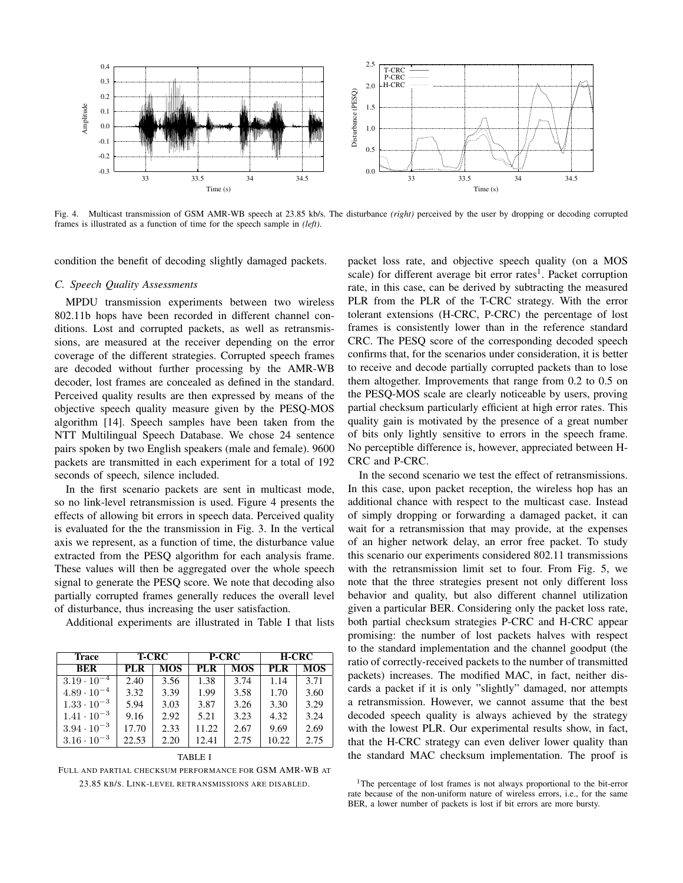Fig. 4. Multicast transmission of GSM AMR-WB speech at 23.85 kb/s. The disturbance *(right)* perceived by the user by dropping or decoding corrupted frames is illustrated as a function of time for the speech sample in *(left)*.

condition the benefit of decoding slightly damaged packets.

### C. Speech Quality Assessments

MPDU transmission experiments between two wireless 802.11b hops have been recorded in different channel conditions. Lost and corrupted packets, as well as retransmissions, are measured at the receiver depending on the error coverage of the different strategies. Corrupted speech frames are decoded without further processing by the AMR-WB decoder, lost frames are concealed as defined in the standard. Perceived quality results are then expressed by means of the objective speech quality measure given by the PESQ-MOS algorithm [14]. Speech samples have been taken from the NTT Multilingual Speech Database. We chose 24 sentence pairs spoken by two English speakers (male and female). 9600 packets are transmitted in each experiment for a total of 192 seconds of speech, silence included.

In the first scenario packets are sent in multicast mode, so no link-level retransmission is used. Figure 4 presents the effects of allowing bit errors in speech data. Perceived quality is evaluated for the the transmission in Fig. 3. In the vertical axis we represent, as a function of time, the disturbance value extracted from the PESQ algorithm for each analysis frame. These values will then be aggregated over the whole speech signal to generate the PESQ score. We note that decoding also partially corrupted frames generally reduces the overall level of disturbance, thus increasing the user satisfaction.

Additional experiments are illustrated in Table I that lists packet loss rate, and objective speech quality (on a MOS scale) for different average bit error rates[1]. Packet corruption rate, in this case, can be derived by subtracting the measured PLR from the PLR of the T-CRC strategy. With the error tolerant extensions (H-CRC, P-CRC) the percentage of lost frames is consistently lower than in the reference standard CRC. The PESQ score of the corresponding decoded speech confirms that, for the scenarios under consideration, it is better to receive and decode partially corrupted packets than to lose them altogether. Improvements that range from 0.2 to 0.5 on the PESQ-MOS scale are clearly noticeable by users, proving partial checksum particularly efficient at high error rates. This quality gain is motivated by the presence of a great number of bits only lightly sensitive to errors in the speech frame. No perceptible difference is, however, appreciated between H-CRC and P-CRC.

| Trace | T-CRC | | P-CRC | | H-CRC | |
|---|---|---|---|---|---|---|
| **BER** | **PLR** | **MOS** | **PLR** | **MOS** | **PLR** | **MOS** |
| $3.19 \cdot 10^{-4}$ | 2.40 | 3.56 | 1.38 | 3.74 | 1.14 | 3.71 |
| $4.89 \cdot 10^{-4}$ | 3.32 | 3.39 | 1.99 | 3.58 | 1.70 | 3.60 |
| $1.33 \cdot 10^{-3}$ | 5.94 | 3.03 | 3.87 | 3.26 | 3.30 | 3.29 |
| $1.41 \cdot 10^{-3}$ | 9.16 | 2.92 | 5.21 | 3.23 | 4.32 | 3.24 |
| $3.94 \cdot 10^{-3}$ | 17.70 | 2.33 | 11.22 | 2.67 | 9.69 | 2.69 |
| $3.16 \cdot 10^{-3}$ | 22.53 | 2.20 | 12.41 | 2.75 | 10.22 | 2.75 |

TABLE I

FULL AND PARTIAL CHECKSUM PERFORMANCE FOR GSM AMR-WB AT 23.85 KB/S. LINK-LEVEL RETRANSMISSIONS ARE DISABLED.

In the second scenario we test the effect of retransmissions. In this case, upon packet reception, the wireless hop has an additional chance with respect to the multicast case. Instead of simply dropping or forwarding a damaged packet, it can wait for a retransmission that may provide, at the expenses of an higher network delay, an error free packet. To study this scenario our experiments considered 802.11 transmissions with the retransmission limit set to four. From Fig. 5, we note that the three strategies present not only different loss behavior and quality, but also different channel utilization given a particular BER. Considering only the packet loss rate, both partial checksum strategies P-CRC and H-CRC appear promising: the number of lost packets halves with respect to the standard implementation and the channel goodput (the ratio of correctly-received packets to the number of transmitted packets) increases. The modified MAC, in fact, neither discards a packet if it is only "slightly" damaged, nor attempts a retransmission. However, we cannot assume that the best decoded speech quality is always achieved by the strategy with the lowest PLR. Our experimental results show, in fact, that the H-CRC strategy can even deliver lower quality than the standard MAC checksum implementation. The proof is

[1] The percentage of lost frames is not always proportional to the bit-error rate because of the non-uniform nature of wireless errors, i.e., for the same BER, a lower number of packets is lost if bit errors are more bursty.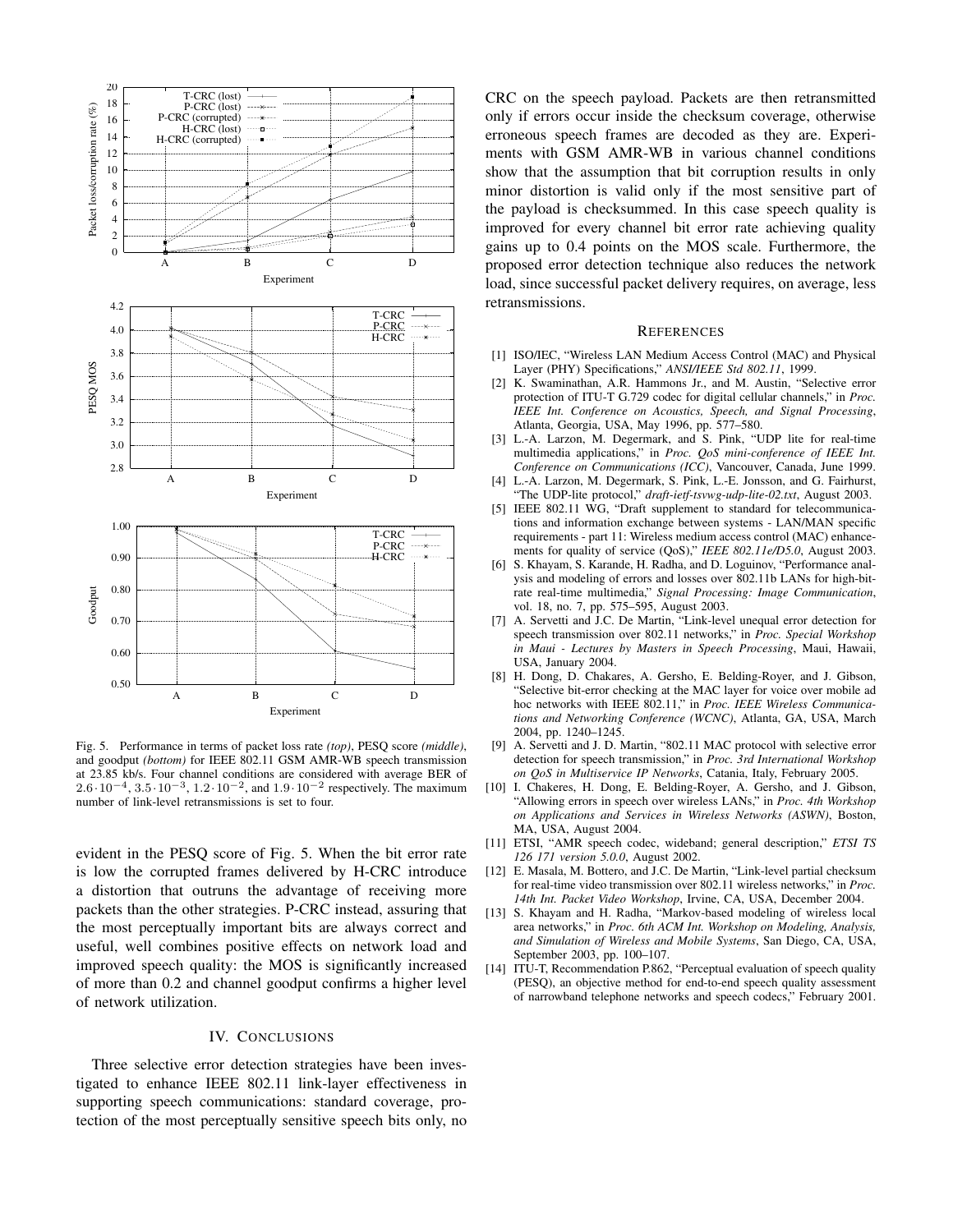20
18
16
14
12
10
8
6
4
2
0

Packet loss/corruption rate (%)

T-CRC (lost)
P-CRC (lost)
P-CRC (corrupted)
H-CRC (lost)
H-CRC (corrupted)

A B C D

Experiment

4.2
4.0
3.8
3.6
3.4
3.2
3.0
2.8

PESQ MOS

T-CRC
P-CRC
H-CRC

A B C D

Experiment

1.00
0.90
0.80
0.70
0.60
0.50

Goodput

T-CRC
P-CRC
H-CRC

A B C D

Experiment

Fig. 5. Performance in terms of packet loss rate *(top)*, PESQ score *(middle)*, and goodput *(bottom)* for IEEE 802.11 GSM AMR-WB speech transmission at 23.85 kb/s. Four channel conditions are considered with average BER of $2.6 \cdot 10^{-4}$, $3.5 \cdot 10^{-3}$, $1.2 \cdot 10^{-2}$, and $1.9 \cdot 10^{-2}$ respectively. The maximum number of link-level retransmissions is set to four.

evident in the PESQ score of Fig. 5. When the bit error rate is low the corrupted frames delivered by H-CRC introduce a distortion that outruns the advantage of receiving more packets than the other strategies. P-CRC instead, assuring that the most perceptually important bits are always correct and useful, well combines positive effects on network load and improved speech quality: the MOS is significantly increased of more than 0.2 and channel goodput confirms a higher level of network utilization.

## IV. Conclusions

Three selective error detection strategies have been investigated to enhance IEEE 802.11 link-layer effectiveness in supporting speech communications: standard coverage, protection of the most perceptually sensitive speech bits only, no CRC on the speech payload. Packets are then retransmitted only if errors occur inside the checksum coverage, otherwise erroneous speech frames are decoded as they are. Experiments with GSM AMR-WB in various channel conditions show that the assumption that bit corruption results in only minor distortion is valid only if the most sensitive part of the payload is checksummed. In this case speech quality is improved for every channel bit error rate achieving quality gains up to 0.4 points on the MOS scale. Furthermore, the proposed error detection technique also reduces the network load, since successful packet delivery requires, on average, less retransmissions.

## References

[1] ISO/IEC, "Wireless LAN Medium Access Control (MAC) and Physical Layer (PHY) Specifications," *ANSI/IEEE Std 802.11*, 1999.

[2] K. Swaminathan, A.R. Hammons Jr., and M. Austin, "Selective error protection of ITU-T G.729 codec for digital cellular channels," in *Proc. IEEE Int. Conference on Acoustics, Speech, and Signal Processing*, Atlanta, Georgia, USA, May 1996, pp. 577–580.

[3] L.-A. Larzon, M. Degermark, and S. Pink, "UDP lite for real-time multimedia applications," in *Proc. QoS mini-conference of IEEE Int. Conference on Communications (ICC)*, Vancouver, Canada, June 1999.

[4] L.-A. Larzon, M. Degermark, S. Pink, L.-E. Jonsson, and G. Fairhurst, "The UDP-lite protocol," *draft-ietf-tsvwg-udp-lite-02.txt*, August 2003.

[5] IEEE 802.11 WG, "Draft supplement to standard for telecommunications and information exchange between systems - LAN/MAN specific requirements - part 11: Wireless medium access control (MAC) enhancements for quality of service (QoS)," *IEEE 802.11e/D5.0*, August 2003.

[6] S. Khayam, S. Karande, H. Radha, and D. Loguinov, "Performance analysis and modeling of errors and losses over 802.11b LANs for high-bit-rate real-time multimedia," *Signal Processing: Image Communication*, vol. 18, no. 7, pp. 575–595, August 2003.

[7] A. Servetti and J.C. De Martin, "Link-level unequal error detection for speech transmission over 802.11 networks," in *Proc. Special Workshop in Maui - Lectures by Masters in Speech Processing*, Maui, Hawaii, USA, January 2004.

[8] H. Dong, D. Chakares, A. Gersho, E. Belding-Royer, and J. Gibson, "Selective bit-error checking at the MAC layer for voice over mobile ad hoc networks with IEEE 802.11," in *Proc. IEEE Wireless Communications and Networking Conference (WCNC)*, Atlanta, GA, USA, March 2004, pp. 1240–1245.

[9] A. Servetti and J. D. Martin, "802.11 MAC protocol with selective error detection for speech transmission," in *Proc. 3rd International Workshop on QoS in Multiservice IP Networks*, Catania, Italy, February 2005.

[10] I. Chakeres, H. Dong, E. Belding-Royer, A. Gersho, and J. Gibson, "Allowing errors in speech over wireless LANs," in *Proc. 4th Workshop on Applications and Services in Wireless Networks (ASWN)*, Boston, MA, USA, August 2004.

[11] ETSI, "AMR speech codec, wideband; general description," *ETSI TS 126 171 version 5.0.0*, August 2002.

[12] E. Masala, M. Bottero, and J.C. De Martin, "Link-level partial checksum for real-time video transmission over 802.11 wireless networks," in *Proc. 14th Int. Packet Video Workshop*, Irvine, CA, USA, December 2004.

[13] S. Khayam and H. Radha, "Markov-based modeling of wireless local area networks," in *Proc. 6th ACM Int. Workshop on Modeling, Analysis, and Simulation of Wireless and Mobile Systems*, San Diego, CA, USA, September 2003, pp. 100–107.

[14] ITU-T, Recommendation P.862, "Perceptual evaluation of speech quality (PESQ), an objective method for end-to-end speech quality assessment of narrowband telephone networks and speech codecs," February 2001.